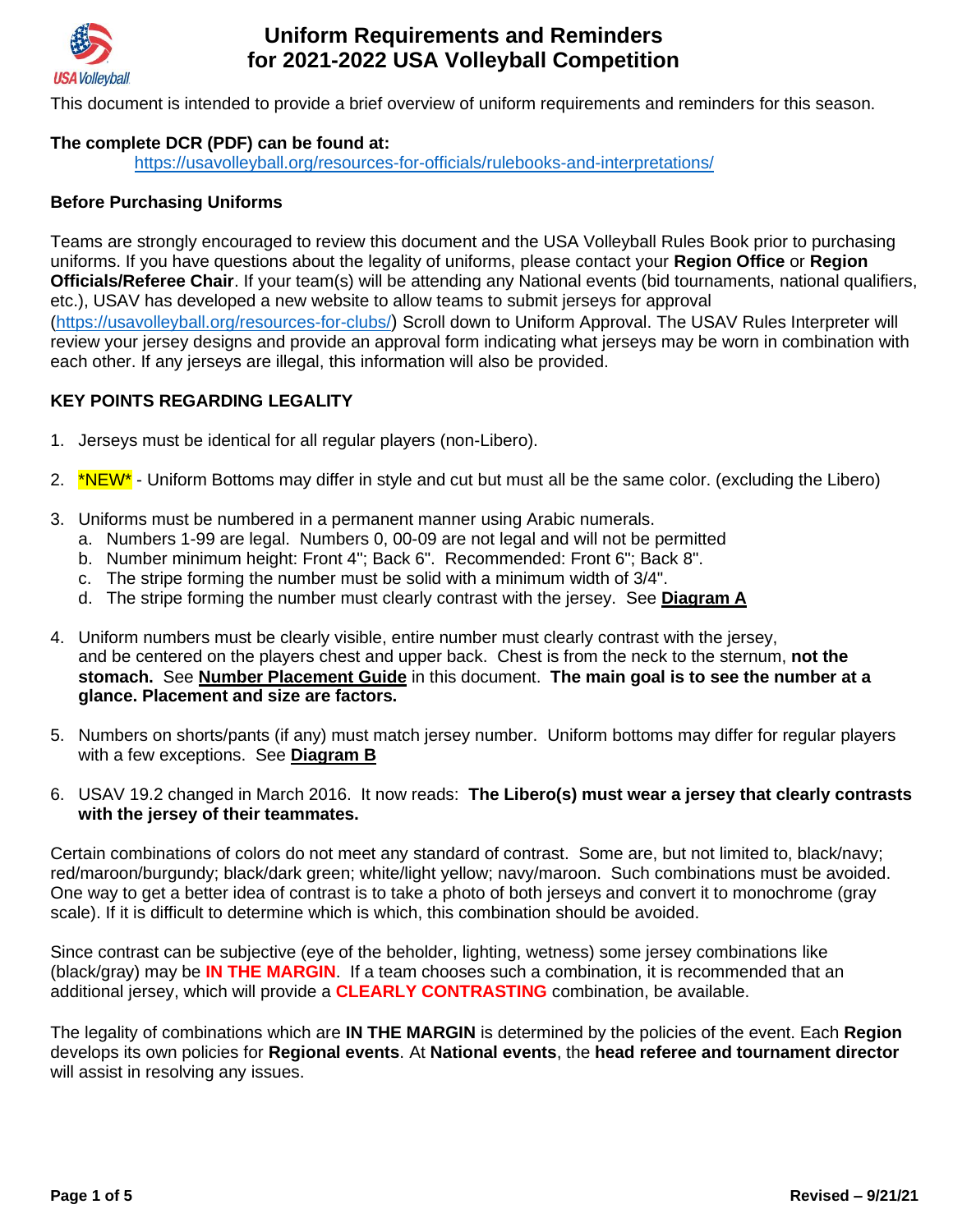# Uniform Requirements and Reminders for 2021-2022 USA Volleyball Competition

This document is intended to provide a brief overview of uniform requirements and reminders for this season.

**The complete DCR (PDF) can be found at:**
https://usavolleyball.org/resources-for-officials/rulebooks-and-interpretations/

**Before Purchasing Uniforms**

Teams are strongly encouraged to review this document and the USA Volleyball Rules Book prior to purchasing uniforms. If you have questions about the legality of uniforms, please contact your **Region Office** or **Region Officials/Referee Chair**. If your team(s) will be attending any National events (bid tournaments, national qualifiers, etc.), USAV has developed a new website to allow teams to submit jerseys for approval (https://usavolleyball.org/resources-for-clubs/) Scroll down to Uniform Approval. The USAV Rules Interpreter will review your jersey designs and provide an approval form indicating what jerseys may be worn in combination with each other. If any jerseys are illegal, this information will also be provided.

**KEY POINTS REGARDING LEGALITY**

1. Jerseys must be identical for all regular players (non-Libero).
2. *NEW* - Uniform Bottoms may differ in style and cut but must all be the same color. (excluding the Libero)
3. Uniforms must be numbered in a permanent manner using Arabic numerals.
   a. Numbers 1-99 are legal. Numbers 0, 00-09 are not legal and will not be permitted
   b. Number minimum height: Front 4"; Back 6". Recommended: Front 6"; Back 8".
   c. The stripe forming the number must be solid with a minimum width of 3/4".
   d. The stripe forming the number must clearly contrast with the jersey. See **Diagram A**
4. Uniform numbers must be clearly visible, entire number must clearly contrast with the jersey, and be centered on the players chest and upper back. Chest is from the neck to the sternum, **not the stomach.** See **Number Placement Guide** in this document. **The main goal is to see the number at a glance. Placement and size are factors.**
5. Numbers on shorts/pants (if any) must match jersey number. Uniform bottoms may differ for regular players with a few exceptions. See **Diagram B**
6. USAV 19.2 changed in March 2016. It now reads: **The Libero(s) must wear a jersey that clearly contrasts with the jersey of their teammates.**

Certain combinations of colors do not meet any standard of contrast. Some are, but not limited to, black/navy; red/maroon/burgundy; black/dark green; white/light yellow; navy/maroon. Such combinations must be avoided. One way to get a better idea of contrast is to take a photo of both jerseys and convert it to monochrome (gray scale). If it is difficult to determine which is which, this combination should be avoided.

Since contrast can be subjective (eye of the beholder, lighting, wetness) some jersey combinations like (black/gray) may be **IN THE MARGIN**. If a team chooses such a combination, it is recommended that an additional jersey, which will provide a **CLEARLY CONTRASTING** combination, be available.

The legality of combinations which are **IN THE MARGIN** is determined by the policies of the event. Each **Region** develops its own policies for **Regional events**. At **National events**, the **head referee and tournament director** will assist in resolving any issues.

**Revised – 9/21/21**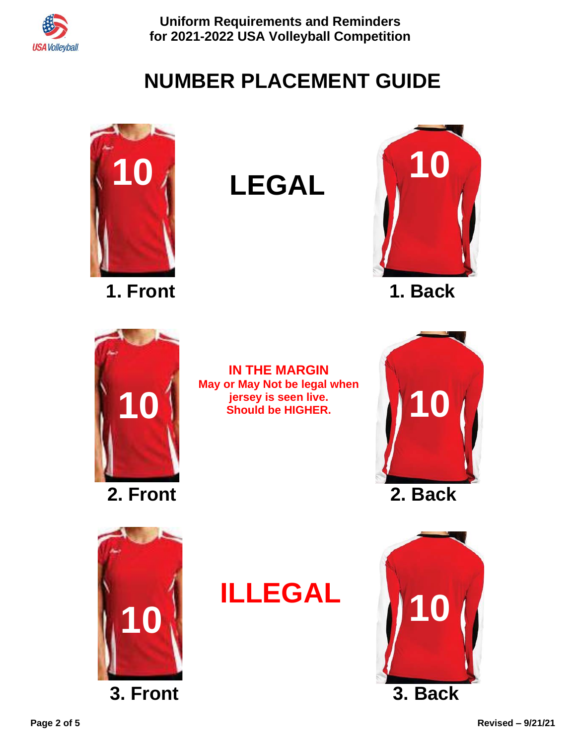# NUMBER PLACEMENT GUIDE

**1. Front**

**LEGAL**

**1. Back**

**2. Front**

**IN THE MARGIN**
**May or May Not be legal when jersey is seen live.**
**Should be HIGHER.**

**2. Back**

**3. Front**

**ILLEGAL**

**3. Back**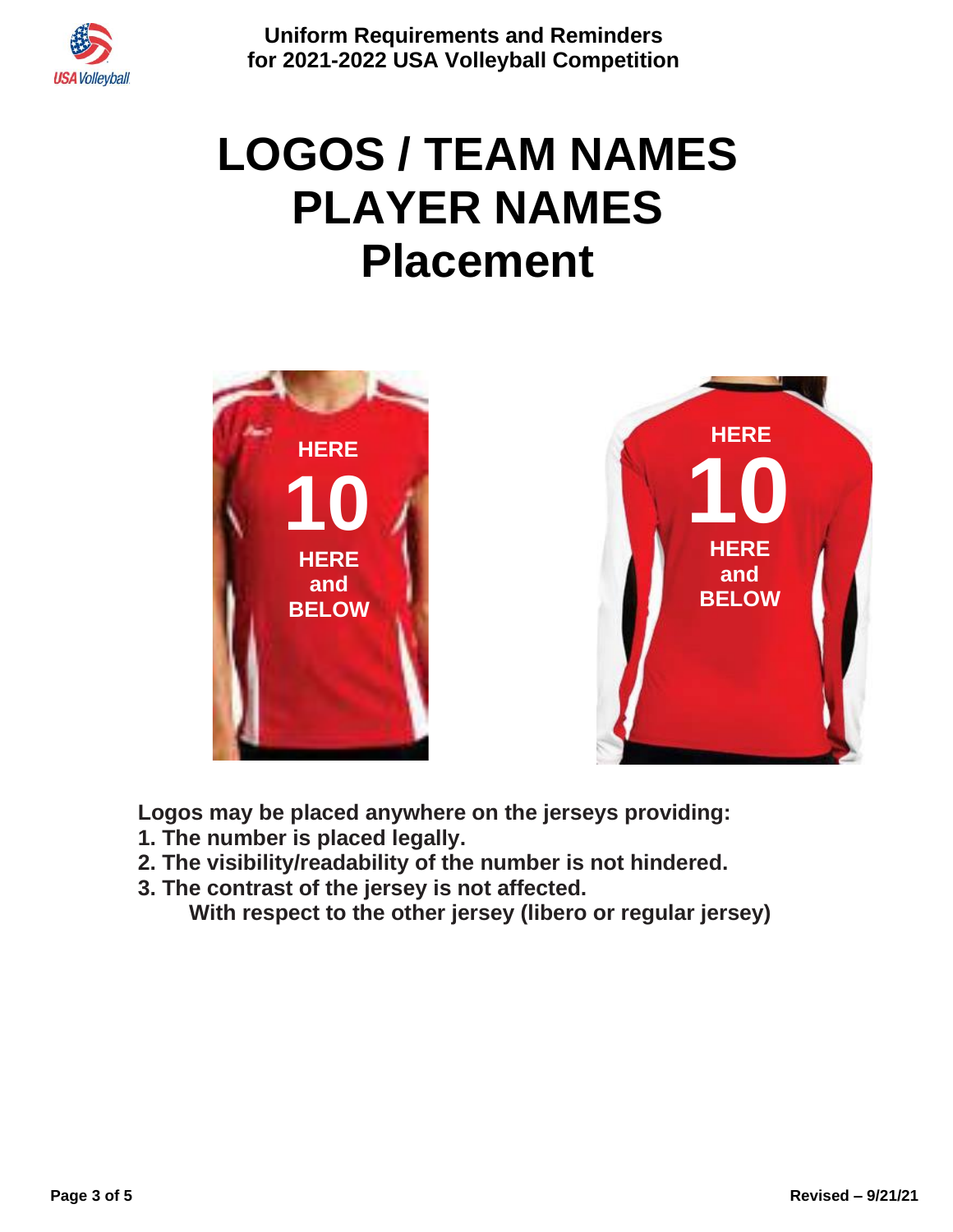# LOGOS / TEAM NAMES PLAYER NAMES Placement

HERE

10

HERE
and
BELOW

HERE

10

HERE
and
BELOW

**Logos may be placed anywhere on the jerseys providing:**

1. **The number is placed legally.**
2. **The visibility/readability of the number is not hindered.**
3. **The contrast of the jersey is not affected.**
   **With respect to the other jersey (libero or regular jersey)**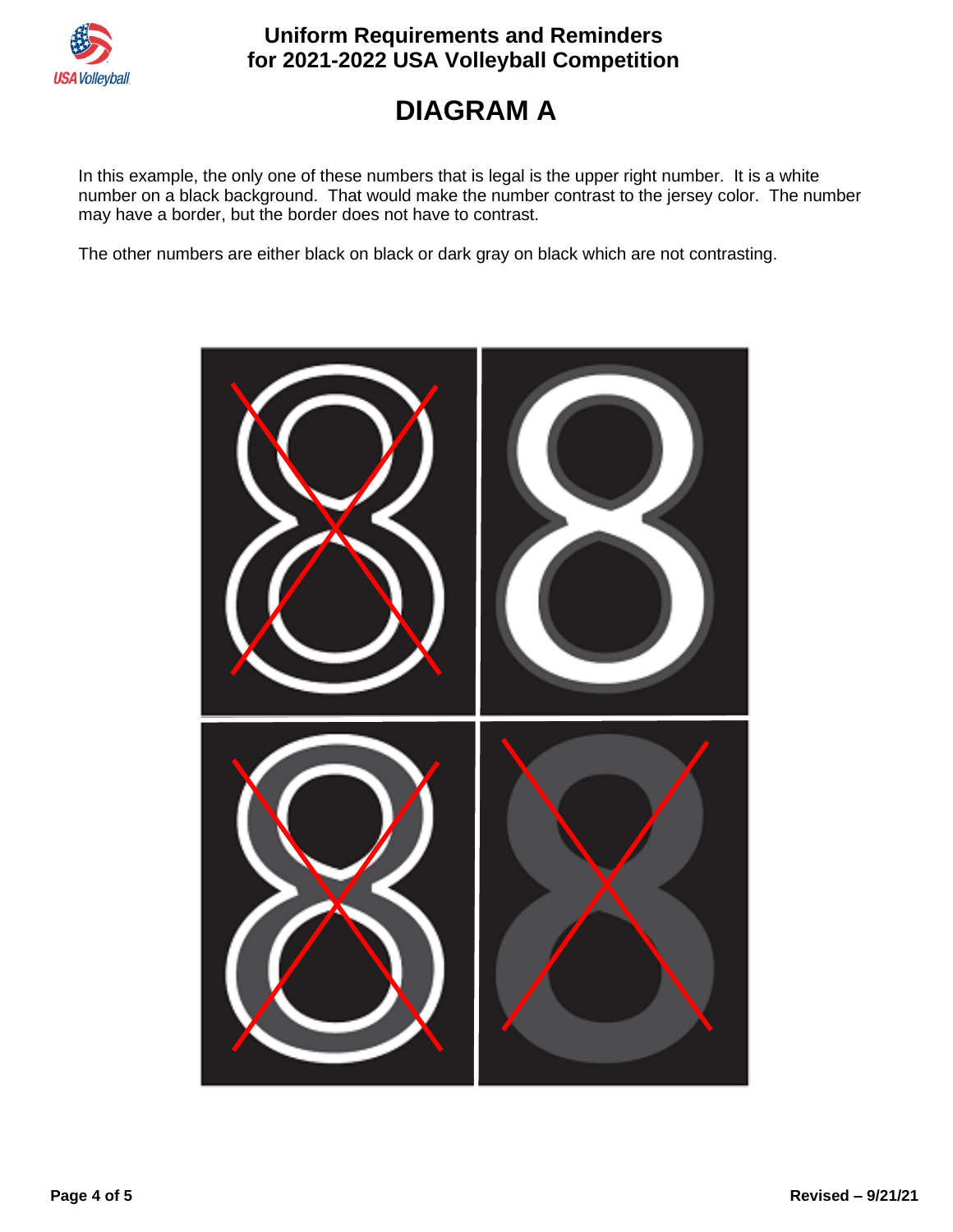# DIAGRAM A

In this example, the only one of these numbers that is legal is the upper right number. It is a white number on a black background. That would make the number contrast to the jersey color. The number may have a border, but the border does not have to contrast.

The other numbers are either black on black or dark gray on black which are not contrasting.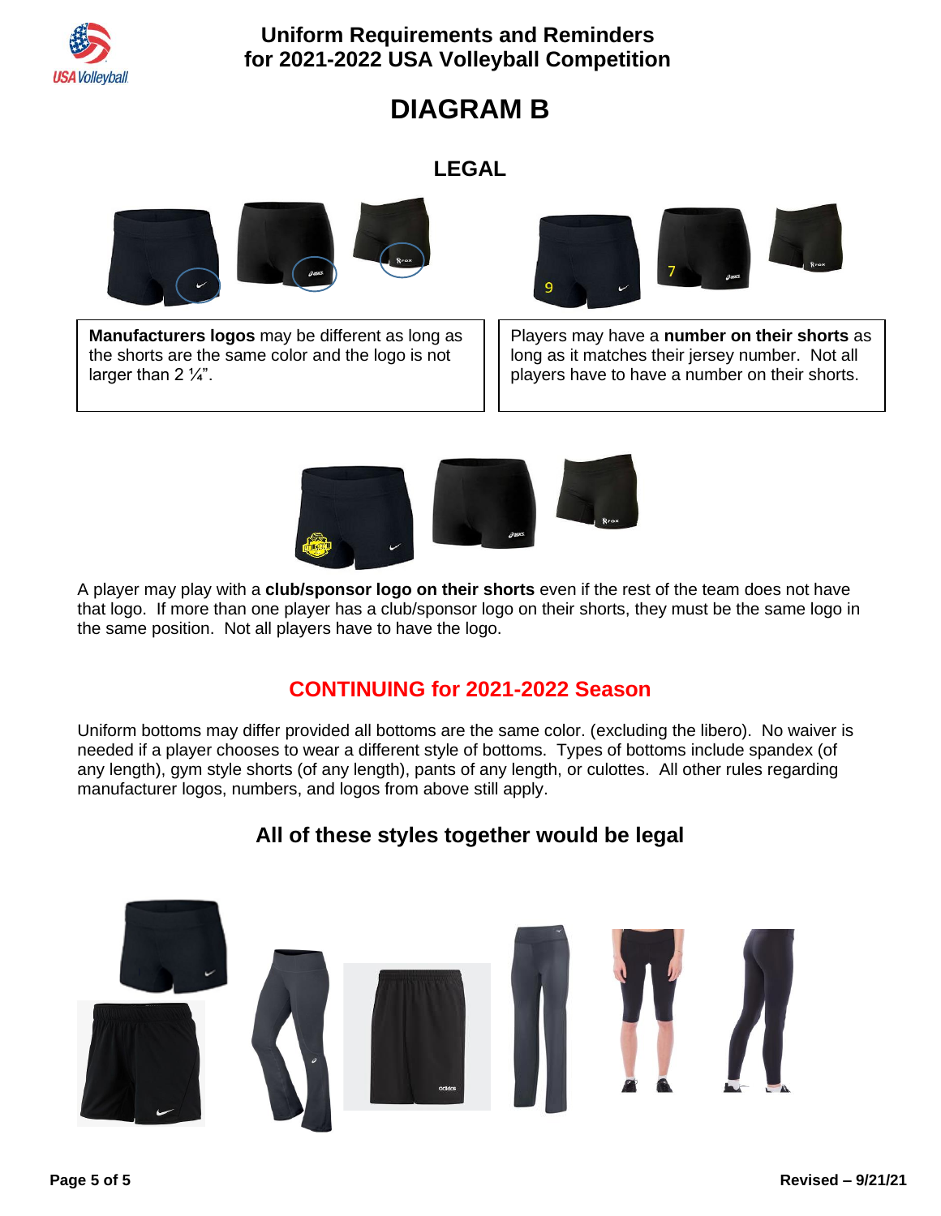# Uniform Requirements and Reminders for 2021-2022 USA Volleyball Competition

# DIAGRAM B

## LEGAL

**Manufacturers logos** may be different as long as the shorts are the same color and the logo is not larger than 2 ¼".

Players may have a **number on their shorts** as long as it matches their jersey number. Not all players have to have a number on their shorts.

A player may play with a **club/sponsor logo on their shorts** even if the rest of the team does not have that logo. If more than one player has a club/sponsor logo on their shorts, they must be the same logo in the same position. Not all players have to have the logo.

## CONTINUING for 2021-2022 Season

Uniform bottoms may differ provided all bottoms are the same color. (excluding the libero). No waiver is needed if a player chooses to wear a different style of bottoms. Types of bottoms include spandex (of any length), gym style shorts (of any length), pants of any length, or culottes. All other rules regarding manufacturer logos, numbers, and logos from above still apply.

### All of these styles together would be legal

Revised – 9/21/21